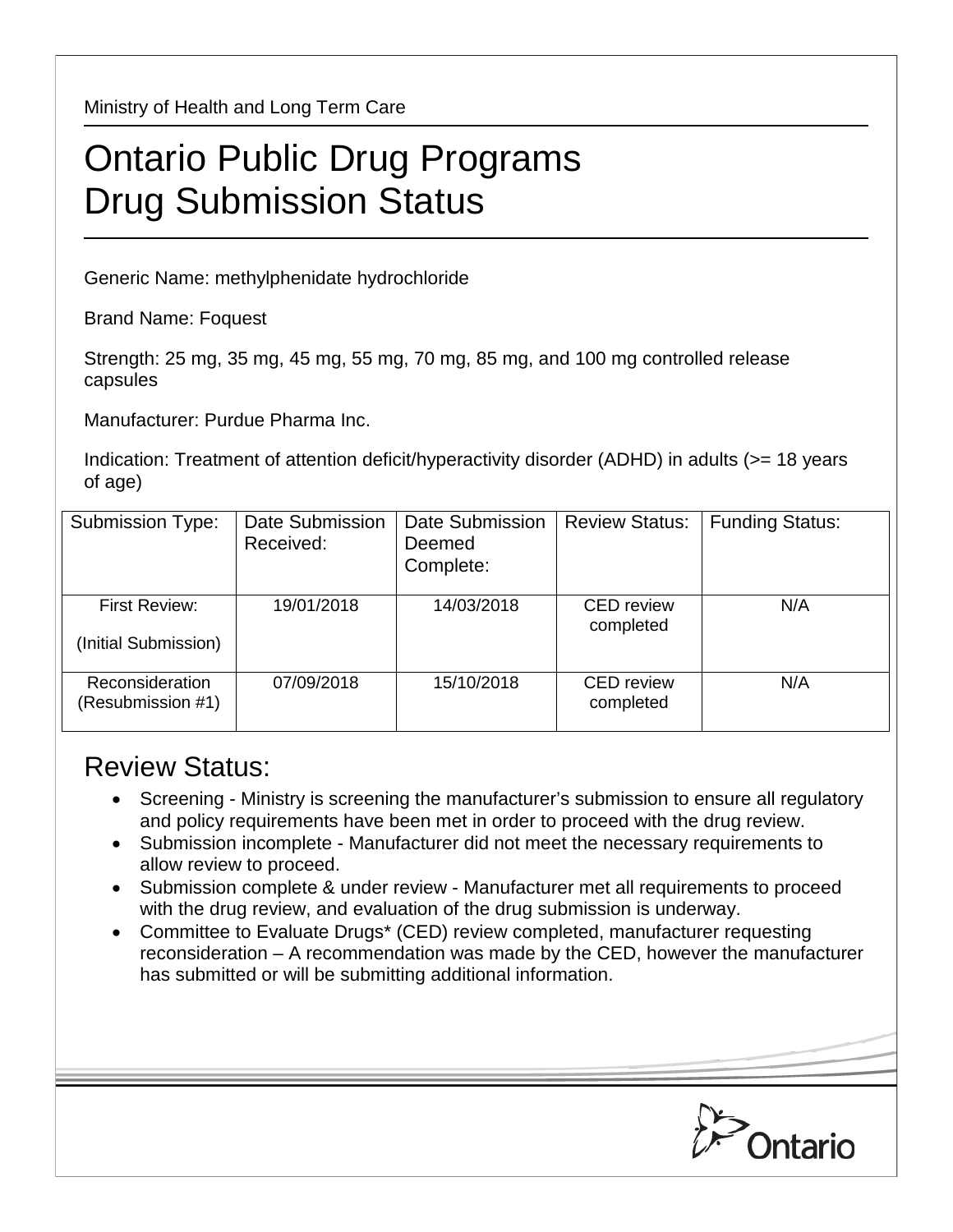Ministry of Health and Long Term Care

# Ontario Public Drug Programs
# Drug Submission Status

Generic Name: methylphenidate hydrochloride

Brand Name: Foquest

Strength: 25 mg, 35 mg, 45 mg, 55 mg, 70 mg, 85 mg, and 100 mg controlled release capsules

Manufacturer: Purdue Pharma Inc.

Indication: Treatment of attention deficit/hyperactivity disorder (ADHD) in adults (>= 18 years of age)

| Submission Type: | Date Submission Received: | Date Submission Deemed Complete: | Review Status: | Funding Status: |
|---|---|---|---|---|
| First Review: (Initial Submission) | 19/01/2018 | 14/03/2018 | CED review completed | N/A |
| Reconsideration (Resubmission #1) | 07/09/2018 | 15/10/2018 | CED review completed | N/A |

## Review Status:

- Screening - Ministry is screening the manufacturer's submission to ensure all regulatory and policy requirements have been met in order to proceed with the drug review.
- Submission incomplete - Manufacturer did not meet the necessary requirements to allow review to proceed.
- Submission complete & under review - Manufacturer met all requirements to proceed with the drug review, and evaluation of the drug submission is underway.
- Committee to Evaluate Drugs* (CED) review completed, manufacturer requesting reconsideration – A recommendation was made by the CED, however the manufacturer has submitted or will be submitting additional information.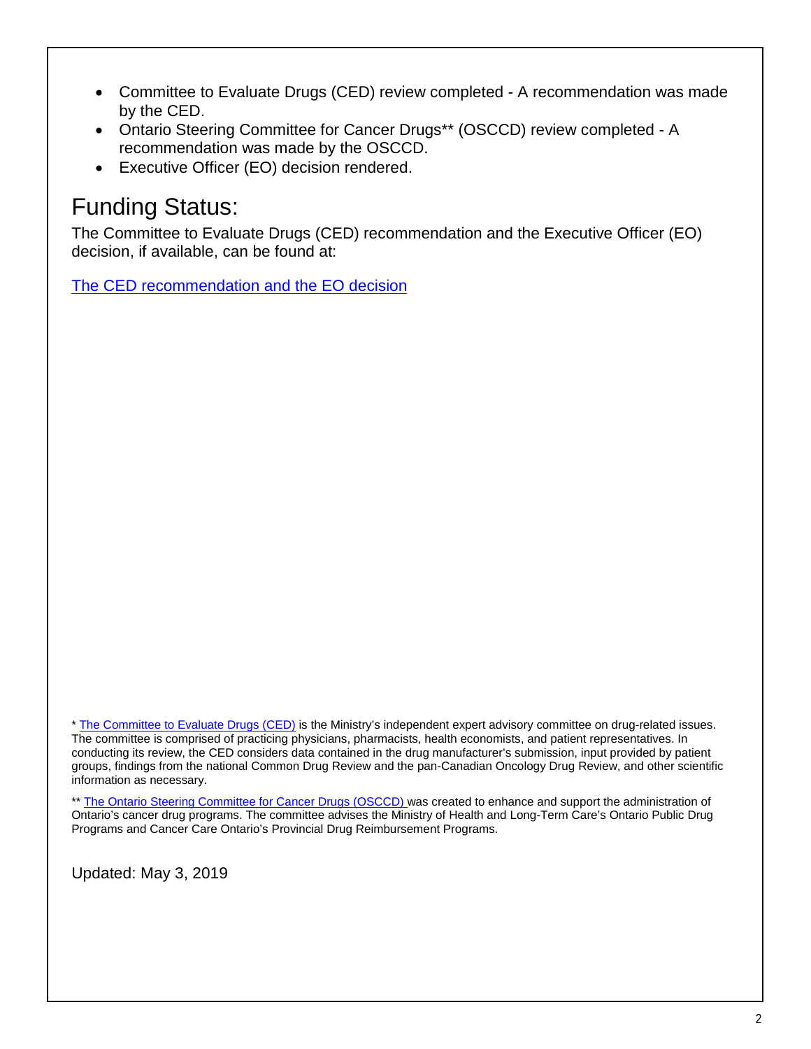- Committee to Evaluate Drugs (CED) review completed - A recommendation was made by the CED.
- Ontario Steering Committee for Cancer Drugs** (OSCCD) review completed - A recommendation was made by the OSCCD.
- Executive Officer (EO) decision rendered.

# Funding Status:

The Committee to Evaluate Drugs (CED) recommendation and the Executive Officer (EO) decision, if available, can be found at:

The CED recommendation and the EO decision

* The Committee to Evaluate Drugs (CED) is the Ministry's independent expert advisory committee on drug-related issues. The committee is comprised of practicing physicians, pharmacists, health economists, and patient representatives. In conducting its review, the CED considers data contained in the drug manufacturer's submission, input provided by patient groups, findings from the national Common Drug Review and the pan-Canadian Oncology Drug Review, and other scientific information as necessary.

** The Ontario Steering Committee for Cancer Drugs (OSCCD) was created to enhance and support the administration of Ontario's cancer drug programs. The committee advises the Ministry of Health and Long-Term Care's Ontario Public Drug Programs and Cancer Care Ontario's Provincial Drug Reimbursement Programs.

Updated: May 3, 2019